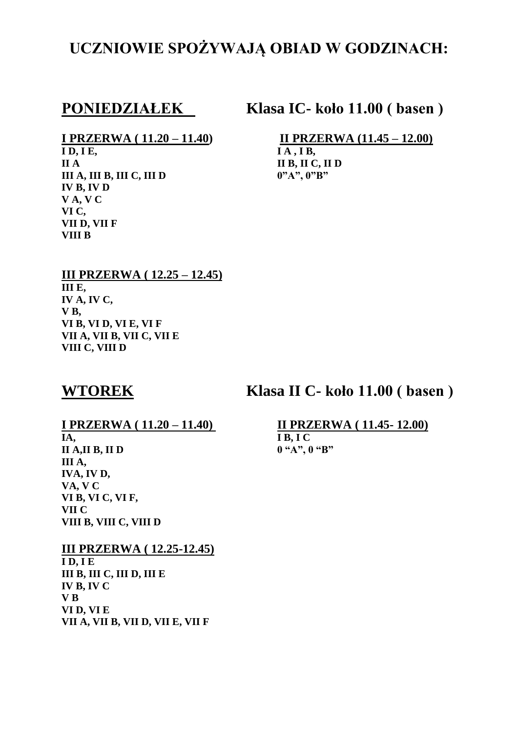# UCZNIOWIE SPOŻYWAJĄ OBIAD W GODZINACH:

## PONIEDZIAŁEK

## Klasa IC- koło 11.00 ( basen )

**I PRZERWA ( 11.20 – 11.40)**

**I D, I E,**
**II A**
**III A, III B, III C, III D**
**IV B, IV D**
**V A, V C**
**VI C,**
**VII D, VII F**
**VIII B**

**II PRZERWA (11.45 – 12.00)**

**I A , I B,**
**II B, II C, II D**
**0"A", 0"B"**

**III PRZERWA ( 12.25 – 12.45)**

**III E,**
**IV A, IV C,**
**V B,**
**VI B, VI D, VI E, VI F**
**VII A, VII B, VII C, VII E**
**VIII C, VIII D**

## WTOREK

## Klasa II C- koło 11.00 ( basen )

**I PRZERWA ( 11.20 – 11.40)**

**IA,**
**II A,II B, II D**
**III A,**
**IVA, IV D,**
**VA, V C**
**VI B, VI C, VI F,**
**VII C**
**VIII B, VIII C, VIII D**

**II PRZERWA ( 11.45- 12.00)**

**I B, I C**
**0 "A", 0 "B"**

**III PRZERWA ( 12.25-12.45)**

**I D, I E**
**III B, III C, III D, III E**
**IV B, IV C**
**V B**
**VI D, VI E**
**VII A, VII B, VII D, VII E, VII F**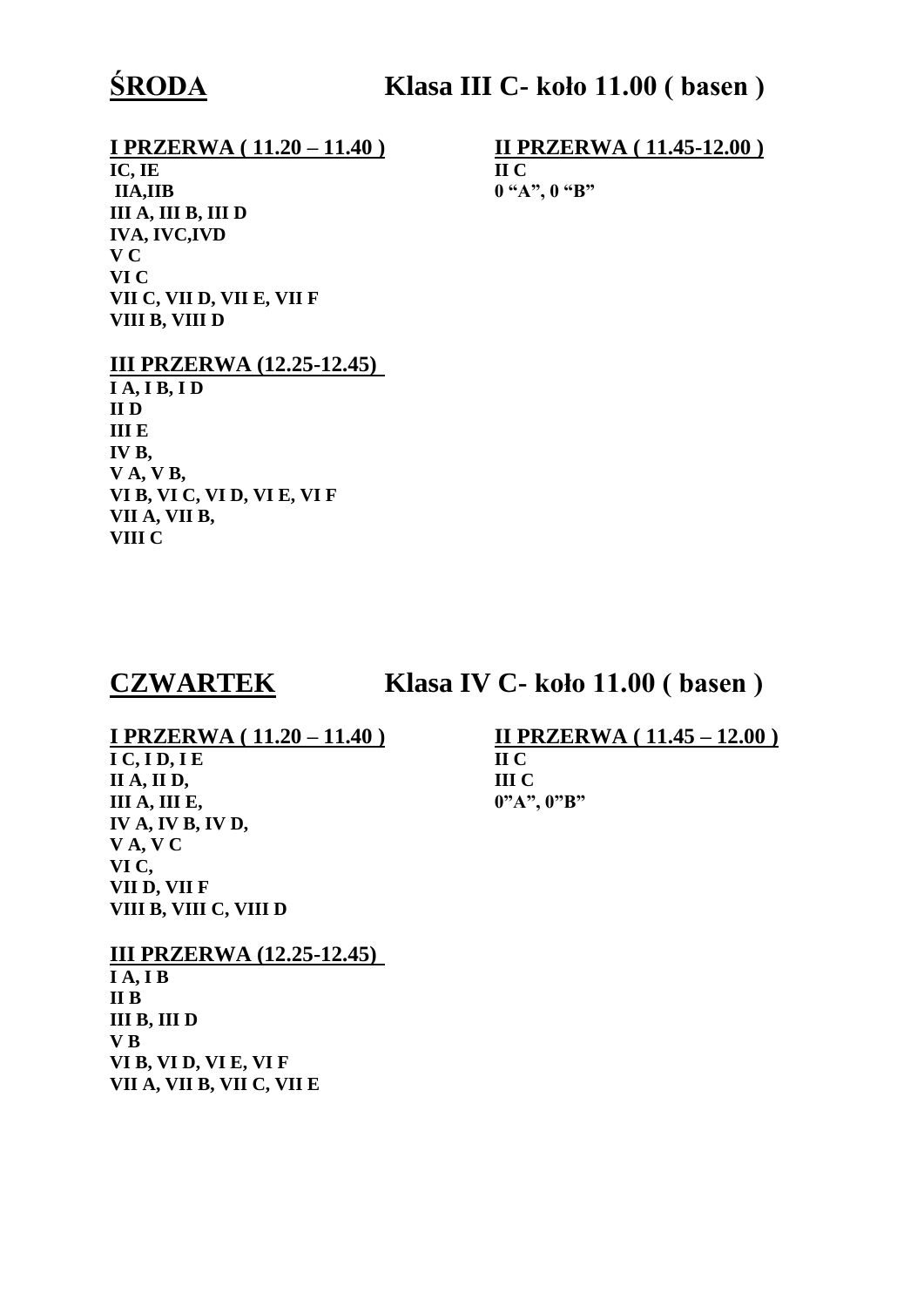## ŚRODA Klasa III C- koło 11.00 ( basen )

**I PRZERWA ( 11.20 – 11.40 )**

**IC, IE**
**IIA,IIB**
**III A, III B, III D**
**IVA, IVC,IVD**
**V C**
**VI C**
**VII C, VII D, VII E, VII F**
**VIII B, VIII D**

**II PRZERWA ( 11.45-12.00 )**

**II C**
**0 "A", 0 "B"**

**III PRZERWA (12.25-12.45)**

**I A, I B, I D**
**II D**
**III E**
**IV B,**
**V A, V B,**
**VI B, VI C, VI D, VI E, VI F**
**VII A, VII B,**
**VIII C**

## CZWARTEK Klasa IV C- koło 11.00 ( basen )

**I PRZERWA ( 11.20 – 11.40 )**

**I C, I D, I E**
**II A, II D,**
**III A, III E,**
**IV A, IV B, IV D,**
**V A, V C**
**VI C,**
**VII D, VII F**
**VIII B, VIII C, VIII D**

**II PRZERWA ( 11.45 – 12.00 )**

**II C**
**III C**
**0"A", 0"B"**

**III PRZERWA (12.25-12.45)**

**I A, I B**
**II B**
**III B, III D**
**V B**
**VI B, VI D, VI E, VI F**
**VII A, VII B, VII C, VII E**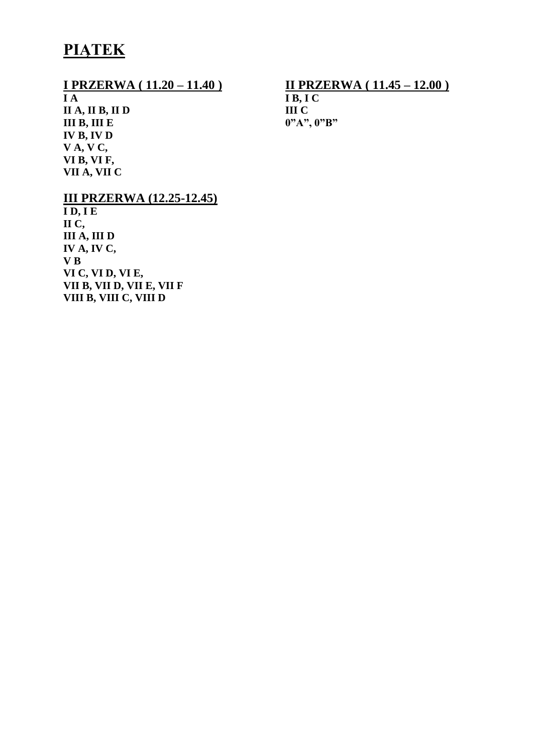# **PIĄTEK**

## **I PRZERWA ( 11.20 – 11.40 )**

**I A**
**II A, II B, II D**
**III B, III E**
**IV B, IV D**
**V A, V C,**
**VI B, VI F,**
**VII A, VII C**

## **II PRZERWA ( 11.45 – 12.00 )**

**I B, I C**
**III C**
**0"A", 0"B"**

## **III PRZERWA (12.25-12.45)**

**I D, I E**
**II C,**
**III A, III D**
**IV A, IV C,**
**V B**
**VI C, VI D, VI E,**
**VII B, VII D, VII E, VII F**
**VIII B, VIII C, VIII D**